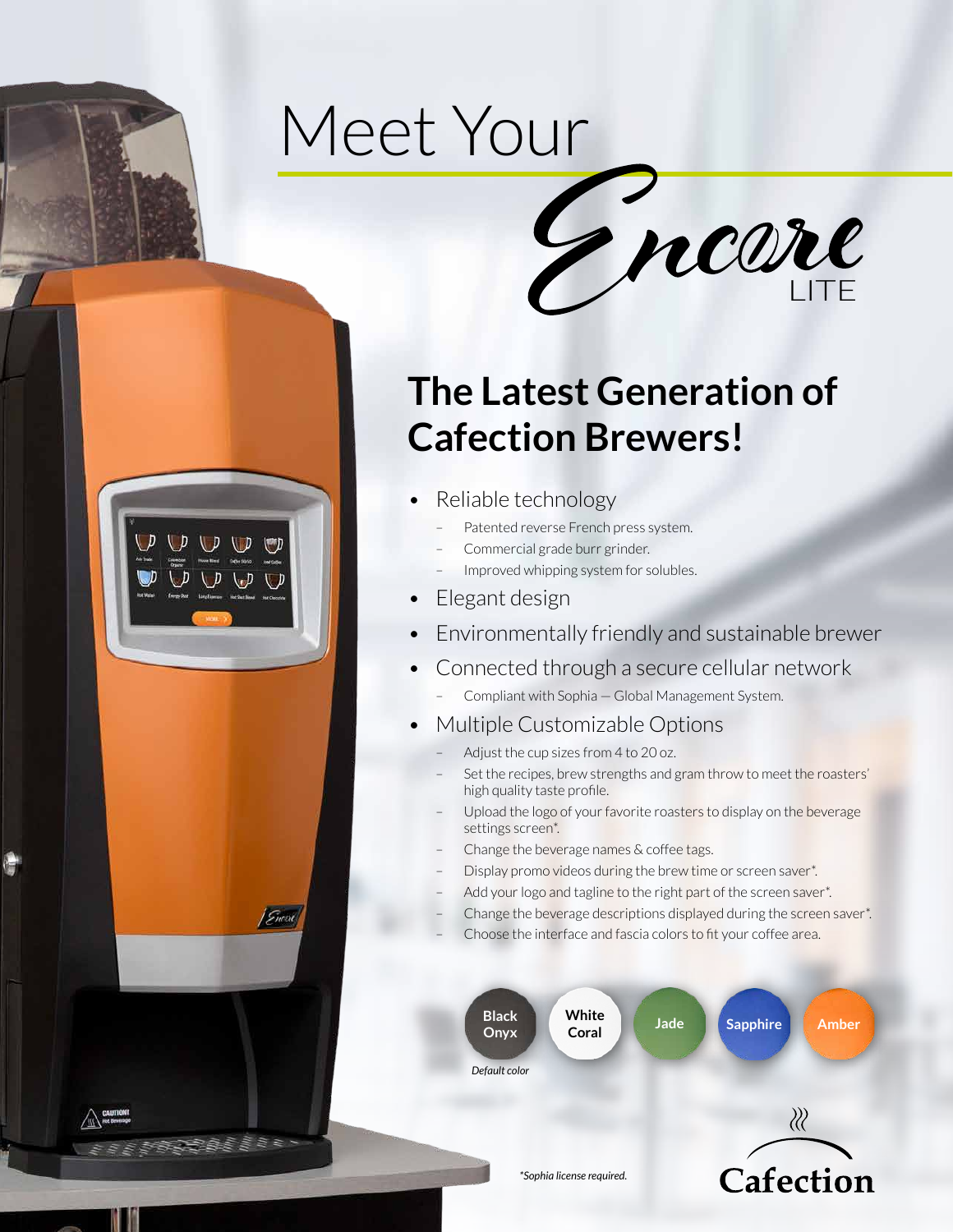# Meet Your Encore LITE

## The Latest Generation of Cafection Brewers!

- Reliable technology
  - Patented reverse French press system.
  - Commercial grade burr grinder.
  - Improved whipping system for solubles.
- Elegant design
- Environmentally friendly and sustainable brewer
- Connected through a secure cellular network
  - Compliant with Sophia — Global Management System.
- Multiple Customizable Options
  - Adjust the cup sizes from 4 to 20 oz.
  - Set the recipes, brew strengths and gram throw to meet the roasters' high quality taste profile.
  - Upload the logo of your favorite roasters to display on the beverage settings screen*.
  - Change the beverage names & coffee tags.
  - Display promo videos during the brew time or screen saver*.
  - Add your logo and tagline to the right part of the screen saver*.
  - Change the beverage descriptions displayed during the screen saver*.
  - Choose the interface and fascia colors to fit your coffee area.

**Black Onyx** | **White Coral** | **Jade** | **Sapphire** | **Amber**

*Default color* (Black Onyx)

*\*Sophia license required.*

Cafection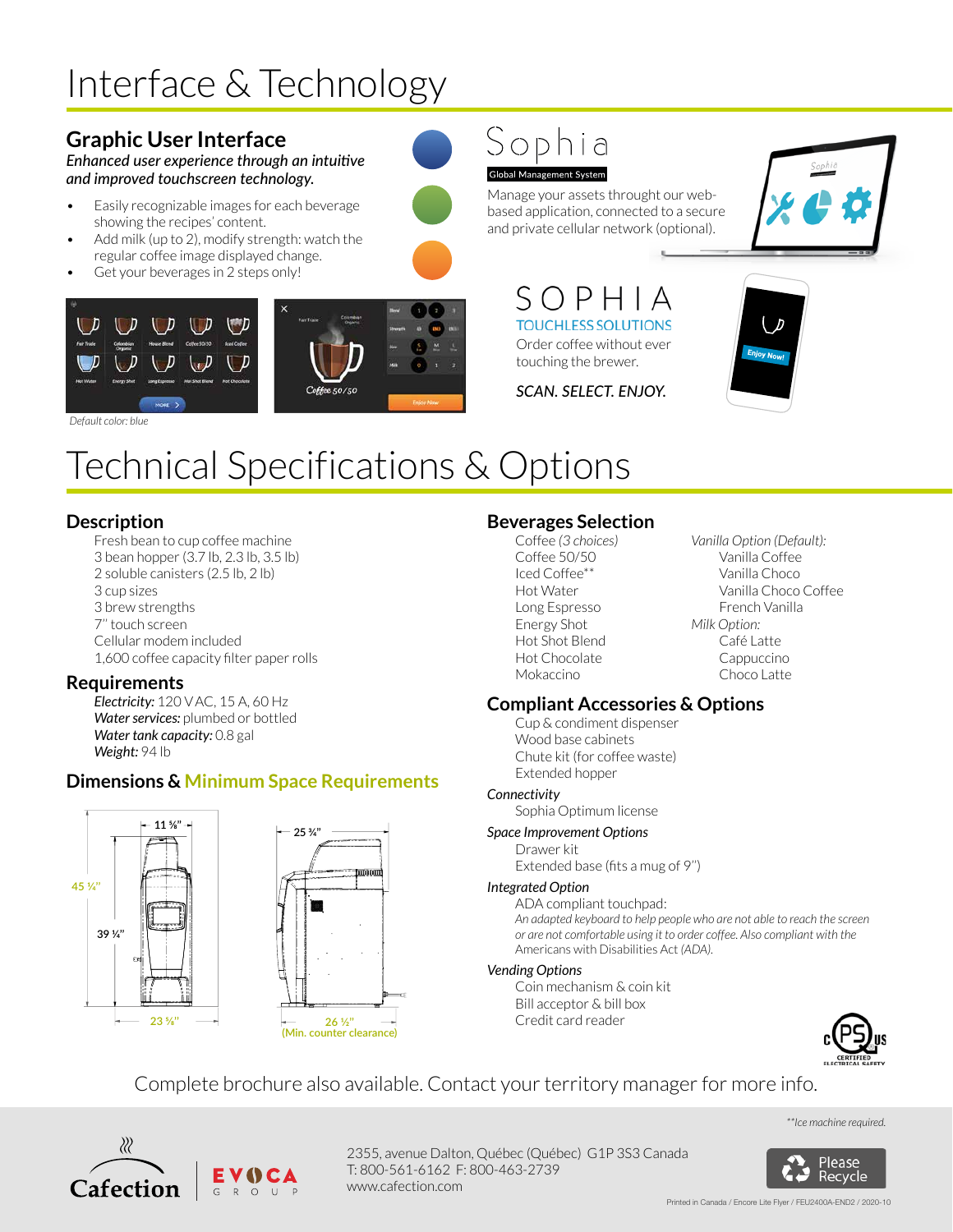# Interface & Technology

## Graphic User Interface

*Enhanced user experience through an intuitive and improved touchscreen technology.*

- Easily recognizable images for each beverage showing the recipes' content.
- Add milk (up to 2), modify strength: watch the regular coffee image displayed change.
- Get your beverages in 2 steps only!

*Default color: blue*

## Sophia

Global Management System

Manage your assets throught our web-based application, connected to a secure and private cellular network (optional).

## SOPHIA

TOUCHLESS SOLUTIONS

Order coffee without ever touching the brewer.

*SCAN. SELECT. ENJOY.*

# Technical Specifications & Options

## Description

Fresh bean to cup coffee machine
3 bean hopper (3.7 lb, 2.3 lb, 3.5 lb)
2 soluble canisters (2.5 lb, 2 lb)
3 cup sizes
3 brew strengths
7" touch screen
Cellular modem included
1,600 coffee capacity filter paper rolls

## Requirements

*Electricity:* 120 V AC, 15 A, 60 Hz
*Water services:* plumbed or bottled
*Water tank capacity:* 0.8 gal
*Weight:* 94 lb

## Dimensions & Minimum Space Requirements

11 ⅝"
45 ¼"
39 ¼"
23 ⅜"
25 ¾"
26 ½"
(Min. counter clearance)

## Beverages Selection

Coffee *(3 choices)*
Coffee 50/50
Iced Coffee**
Hot Water
Long Espresso
Energy Shot
Hot Shot Blend
Hot Chocolate
Mokaccino

*Vanilla Option (Default):*
Vanilla Coffee
Vanilla Choco
Vanilla Choco Coffee
French Vanilla

*Milk Option:*
Café Latte
Cappuccino
Choco Latte

## Compliant Accessories & Options

Cup & condiment dispenser
Wood base cabinets
Chute kit (for coffee waste)
Extended hopper

*Connectivity*
Sophia Optimum license

*Space Improvement Options*
Drawer kit
Extended base (fits a mug of 9")

*Integrated Option*
ADA compliant touchpad:
*An adapted keyboard to help people who are not able to reach the screen or are not comfortable using it to order coffee. Also compliant with the Americans with Disabilities Act (ADA).*

*Vending Options*
Coin mechanism & coin kit
Bill acceptor & bill box
Credit card reader

Complete brochure also available. Contact your territory manager for more info.

*\*\*Ice machine required.*

2355, avenue Dalton, Québec (Québec) G1P 3S3 Canada
T: 800-561-6162 F: 800-463-2739
www.cafection.com

Please Recycle

Printed in Canada / Encore Lite Flyer / FEU2400A-END2 / 2020-10